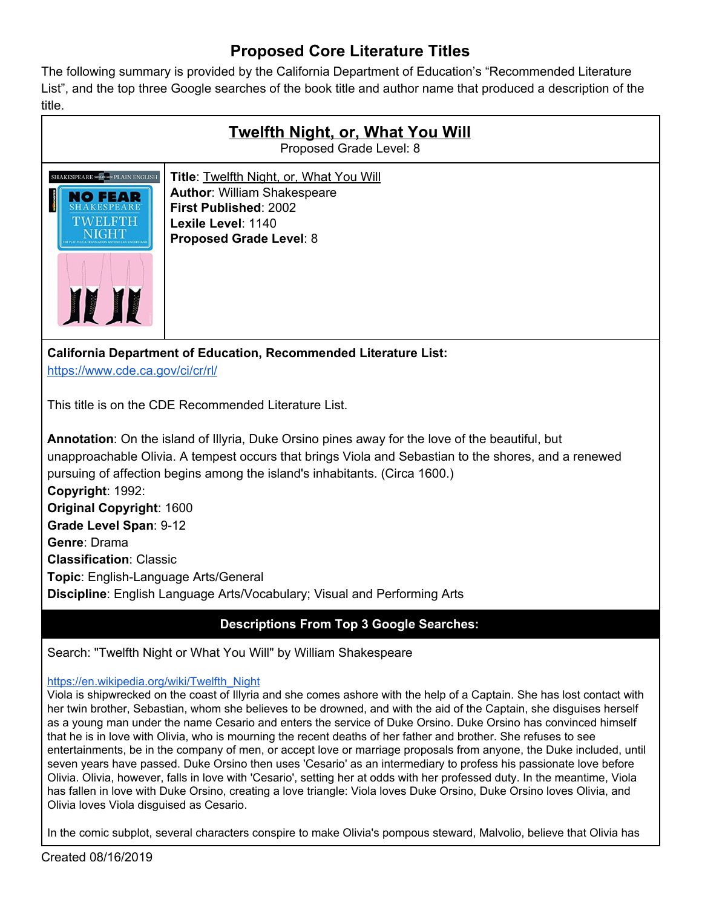# Proposed Core Literature Titles

The following summary is provided by the California Department of Education's "Recommended Literature List", and the top three Google searches of the book title and author name that produced a description of the title.

## Twelfth Night, or, What You Will

Proposed Grade Level: 8

**Title**: Twelfth Night, or, What You Will
**Author**: William Shakespeare
**First Published**: 2002
**Lexile Level**: 1140
**Proposed Grade Level**: 8

**California Department of Education, Recommended Literature List:**
https://www.cde.ca.gov/ci/cr/rl/

This title is on the CDE Recommended Literature List.

**Annotation**: On the island of Illyria, Duke Orsino pines away for the love of the beautiful, but unapproachable Olivia. A tempest occurs that brings Viola and Sebastian to the shores, and a renewed pursuing of affection begins among the island's inhabitants. (Circa 1600.)
**Copyright**: 1992:
**Original Copyright**: 1600
**Grade Level Span**: 9-12
**Genre**: Drama
**Classification**: Classic
**Topic**: English-Language Arts/General
**Discipline**: English Language Arts/Vocabulary; Visual and Performing Arts

### Descriptions From Top 3 Google Searches:

Search: "Twelfth Night or What You Will" by William Shakespeare

https://en.wikipedia.org/wiki/Twelfth_Night
Viola is shipwrecked on the coast of Illyria and she comes ashore with the help of a Captain. She has lost contact with her twin brother, Sebastian, whom she believes to be drowned, and with the aid of the Captain, she disguises herself as a young man under the name Cesario and enters the service of Duke Orsino. Duke Orsino has convinced himself that he is in love with Olivia, who is mourning the recent deaths of her father and brother. She refuses to see entertainments, be in the company of men, or accept love or marriage proposals from anyone, the Duke included, until seven years have passed. Duke Orsino then uses 'Cesario' as an intermediary to profess his passionate love before Olivia. Olivia, however, falls in love with 'Cesario', setting her at odds with her professed duty. In the meantime, Viola has fallen in love with Duke Orsino, creating a love triangle: Viola loves Duke Orsino, Duke Orsino loves Olivia, and Olivia loves Viola disguised as Cesario.

In the comic subplot, several characters conspire to make Olivia's pompous steward, Malvolio, believe that Olivia has

Created 08/16/2019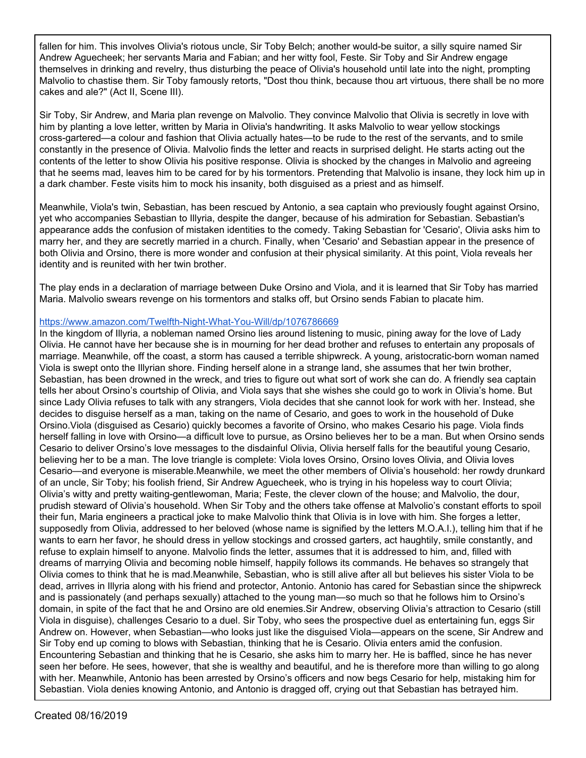fallen for him. This involves Olivia's riotous uncle, Sir Toby Belch; another would-be suitor, a silly squire named Sir Andrew Aguecheek; her servants Maria and Fabian; and her witty fool, Feste. Sir Toby and Sir Andrew engage themselves in drinking and revelry, thus disturbing the peace of Olivia's household until late into the night, prompting Malvolio to chastise them. Sir Toby famously retorts, "Dost thou think, because thou art virtuous, there shall be no more cakes and ale?" (Act II, Scene III).

Sir Toby, Sir Andrew, and Maria plan revenge on Malvolio. They convince Malvolio that Olivia is secretly in love with him by planting a love letter, written by Maria in Olivia's handwriting. It asks Malvolio to wear yellow stockings cross-gartered—a colour and fashion that Olivia actually hates—to be rude to the rest of the servants, and to smile constantly in the presence of Olivia. Malvolio finds the letter and reacts in surprised delight. He starts acting out the contents of the letter to show Olivia his positive response. Olivia is shocked by the changes in Malvolio and agreeing that he seems mad, leaves him to be cared for by his tormentors. Pretending that Malvolio is insane, they lock him up in a dark chamber. Feste visits him to mock his insanity, both disguised as a priest and as himself.

Meanwhile, Viola's twin, Sebastian, has been rescued by Antonio, a sea captain who previously fought against Orsino, yet who accompanies Sebastian to Illyria, despite the danger, because of his admiration for Sebastian. Sebastian's appearance adds the confusion of mistaken identities to the comedy. Taking Sebastian for 'Cesario', Olivia asks him to marry her, and they are secretly married in a church. Finally, when 'Cesario' and Sebastian appear in the presence of both Olivia and Orsino, there is more wonder and confusion at their physical similarity. At this point, Viola reveals her identity and is reunited with her twin brother.

The play ends in a declaration of marriage between Duke Orsino and Viola, and it is learned that Sir Toby has married Maria. Malvolio swears revenge on his tormentors and stalks off, but Orsino sends Fabian to placate him.

https://www.amazon.com/Twelfth-Night-What-You-Will/dp/1076786669

In the kingdom of Illyria, a nobleman named Orsino lies around listening to music, pining away for the love of Lady Olivia. He cannot have her because she is in mourning for her dead brother and refuses to entertain any proposals of marriage. Meanwhile, off the coast, a storm has caused a terrible shipwreck. A young, aristocratic-born woman named Viola is swept onto the Illyrian shore. Finding herself alone in a strange land, she assumes that her twin brother, Sebastian, has been drowned in the wreck, and tries to figure out what sort of work she can do. A friendly sea captain tells her about Orsino's courtship of Olivia, and Viola says that she wishes she could go to work in Olivia's home. But since Lady Olivia refuses to talk with any strangers, Viola decides that she cannot look for work with her. Instead, she decides to disguise herself as a man, taking on the name of Cesario, and goes to work in the household of Duke Orsino.Viola (disguised as Cesario) quickly becomes a favorite of Orsino, who makes Cesario his page. Viola finds herself falling in love with Orsino—a difficult love to pursue, as Orsino believes her to be a man. But when Orsino sends Cesario to deliver Orsino's love messages to the disdainful Olivia, Olivia herself falls for the beautiful young Cesario, believing her to be a man. The love triangle is complete: Viola loves Orsino, Orsino loves Olivia, and Olivia loves Cesario—and everyone is miserable.Meanwhile, we meet the other members of Olivia's household: her rowdy drunkard of an uncle, Sir Toby; his foolish friend, Sir Andrew Aguecheek, who is trying in his hopeless way to court Olivia; Olivia's witty and pretty waiting-gentlewoman, Maria; Feste, the clever clown of the house; and Malvolio, the dour, prudish steward of Olivia's household. When Sir Toby and the others take offense at Malvolio's constant efforts to spoil their fun, Maria engineers a practical joke to make Malvolio think that Olivia is in love with him. She forges a letter, supposedly from Olivia, addressed to her beloved (whose name is signified by the letters M.O.A.I.), telling him that if he wants to earn her favor, he should dress in yellow stockings and crossed garters, act haughtily, smile constantly, and refuse to explain himself to anyone. Malvolio finds the letter, assumes that it is addressed to him, and, filled with dreams of marrying Olivia and becoming noble himself, happily follows its commands. He behaves so strangely that Olivia comes to think that he is mad.Meanwhile, Sebastian, who is still alive after all but believes his sister Viola to be dead, arrives in Illyria along with his friend and protector, Antonio. Antonio has cared for Sebastian since the shipwreck and is passionately (and perhaps sexually) attached to the young man—so much so that he follows him to Orsino's domain, in spite of the fact that he and Orsino are old enemies.Sir Andrew, observing Olivia's attraction to Cesario (still Viola in disguise), challenges Cesario to a duel. Sir Toby, who sees the prospective duel as entertaining fun, eggs Sir Andrew on. However, when Sebastian—who looks just like the disguised Viola—appears on the scene, Sir Andrew and Sir Toby end up coming to blows with Sebastian, thinking that he is Cesario. Olivia enters amid the confusion. Encountering Sebastian and thinking that he is Cesario, she asks him to marry her. He is baffled, since he has never seen her before. He sees, however, that she is wealthy and beautiful, and he is therefore more than willing to go along with her. Meanwhile, Antonio has been arrested by Orsino's officers and now begs Cesario for help, mistaking him for Sebastian. Viola denies knowing Antonio, and Antonio is dragged off, crying out that Sebastian has betrayed him.

Created 08/16/2019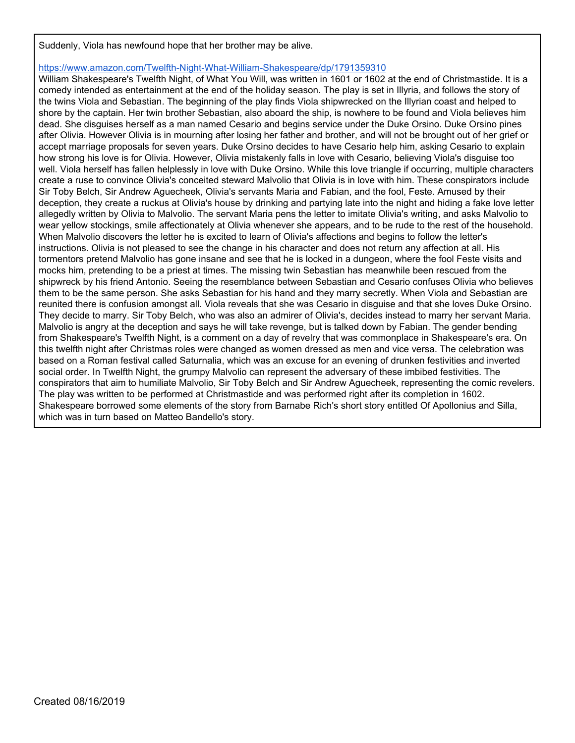Suddenly, Viola has newfound hope that her brother may be alive.

https://www.amazon.com/Twelfth-Night-What-William-Shakespeare/dp/1791359310

William Shakespeare's Twelfth Night, of What You Will, was written in 1601 or 1602 at the end of Christmastide. It is a comedy intended as entertainment at the end of the holiday season. The play is set in Illyria, and follows the story of the twins Viola and Sebastian. The beginning of the play finds Viola shipwrecked on the Illyrian coast and helped to shore by the captain. Her twin brother Sebastian, also aboard the ship, is nowhere to be found and Viola believes him dead. She disguises herself as a man named Cesario and begins service under the Duke Orsino. Duke Orsino pines after Olivia. However Olivia is in mourning after losing her father and brother, and will not be brought out of her grief or accept marriage proposals for seven years. Duke Orsino decides to have Cesario help him, asking Cesario to explain how strong his love is for Olivia. However, Olivia mistakenly falls in love with Cesario, believing Viola's disguise too well. Viola herself has fallen helplessly in love with Duke Orsino. While this love triangle if occurring, multiple characters create a ruse to convince Olivia's conceited steward Malvolio that Olivia is in love with him. These conspirators include Sir Toby Belch, Sir Andrew Aguecheek, Olivia's servants Maria and Fabian, and the fool, Feste. Amused by their deception, they create a ruckus at Olivia's house by drinking and partying late into the night and hiding a fake love letter allegedly written by Olivia to Malvolio. The servant Maria pens the letter to imitate Olivia's writing, and asks Malvolio to wear yellow stockings, smile affectionately at Olivia whenever she appears, and to be rude to the rest of the household. When Malvolio discovers the letter he is excited to learn of Olivia's affections and begins to follow the letter's instructions. Olivia is not pleased to see the change in his character and does not return any affection at all. His tormentors pretend Malvolio has gone insane and see that he is locked in a dungeon, where the fool Feste visits and mocks him, pretending to be a priest at times. The missing twin Sebastian has meanwhile been rescued from the shipwreck by his friend Antonio. Seeing the resemblance between Sebastian and Cesario confuses Olivia who believes them to be the same person. She asks Sebastian for his hand and they marry secretly. When Viola and Sebastian are reunited there is confusion amongst all. Viola reveals that she was Cesario in disguise and that she loves Duke Orsino. They decide to marry. Sir Toby Belch, who was also an admirer of Olivia's, decides instead to marry her servant Maria. Malvolio is angry at the deception and says he will take revenge, but is talked down by Fabian. The gender bending from Shakespeare's Twelfth Night, is a comment on a day of revelry that was commonplace in Shakespeare's era. On this twelfth night after Christmas roles were changed as women dressed as men and vice versa. The celebration was based on a Roman festival called Saturnalia, which was an excuse for an evening of drunken festivities and inverted social order. In Twelfth Night, the grumpy Malvolio can represent the adversary of these imbibed festivities. The conspirators that aim to humiliate Malvolio, Sir Toby Belch and Sir Andrew Aguecheek, representing the comic revelers. The play was written to be performed at Christmastide and was performed right after its completion in 1602. Shakespeare borrowed some elements of the story from Barnabe Rich's short story entitled Of Apollonius and Silla, which was in turn based on Matteo Bandello's story.

Created 08/16/2019